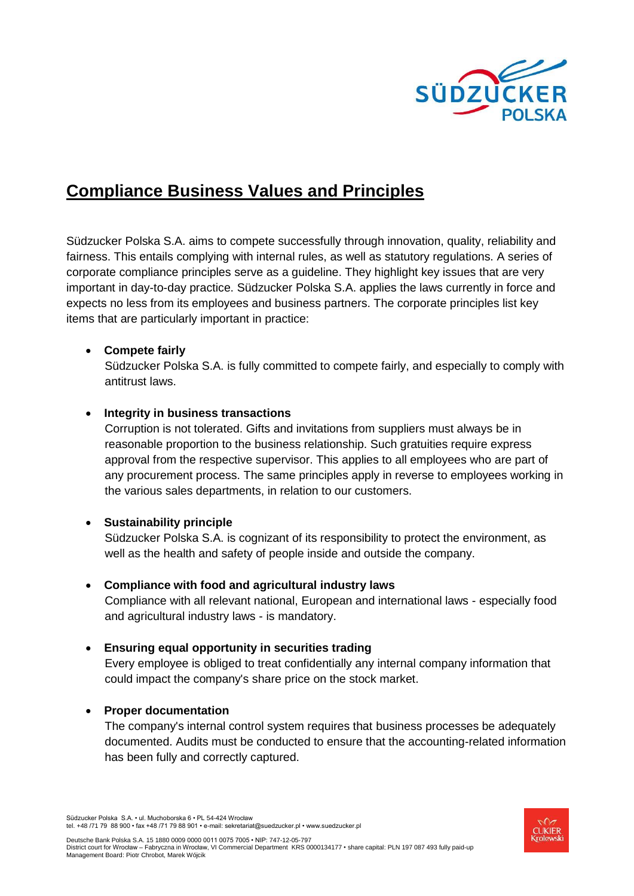# Compliance Business Values and Principles

Südzucker Polska S.A. aims to compete successfully through innovation, quality, reliability and fairness. This entails complying with internal rules, as well as statutory regulations. A series of corporate compliance principles serve as a guideline. They highlight key issues that are very important in day-to-day practice. Südzucker Polska S.A. applies the laws currently in force and expects no less from its employees and business partners. The corporate principles list key items that are particularly important in practice:

- **Compete fairly**
  Südzucker Polska S.A. is fully committed to compete fairly, and especially to comply with antitrust laws.

- **Integrity in business transactions**
  Corruption is not tolerated. Gifts and invitations from suppliers must always be in reasonable proportion to the business relationship. Such gratuities require express approval from the respective supervisor. This applies to all employees who are part of any procurement process. The same principles apply in reverse to employees working in the various sales departments, in relation to our customers.

- **Sustainability principle**
  Südzucker Polska S.A. is cognizant of its responsibility to protect the environment, as well as the health and safety of people inside and outside the company.

- **Compliance with food and agricultural industry laws**
  Compliance with all relevant national, European and international laws - especially food and agricultural industry laws - is mandatory.

- **Ensuring equal opportunity in securities trading**
  Every employee is obliged to treat confidentially any internal company information that could impact the company's share price on the stock market.

- **Proper documentation**
  The company's internal control system requires that business processes be adequately documented. Audits must be conducted to ensure that the accounting-related information has been fully and correctly captured.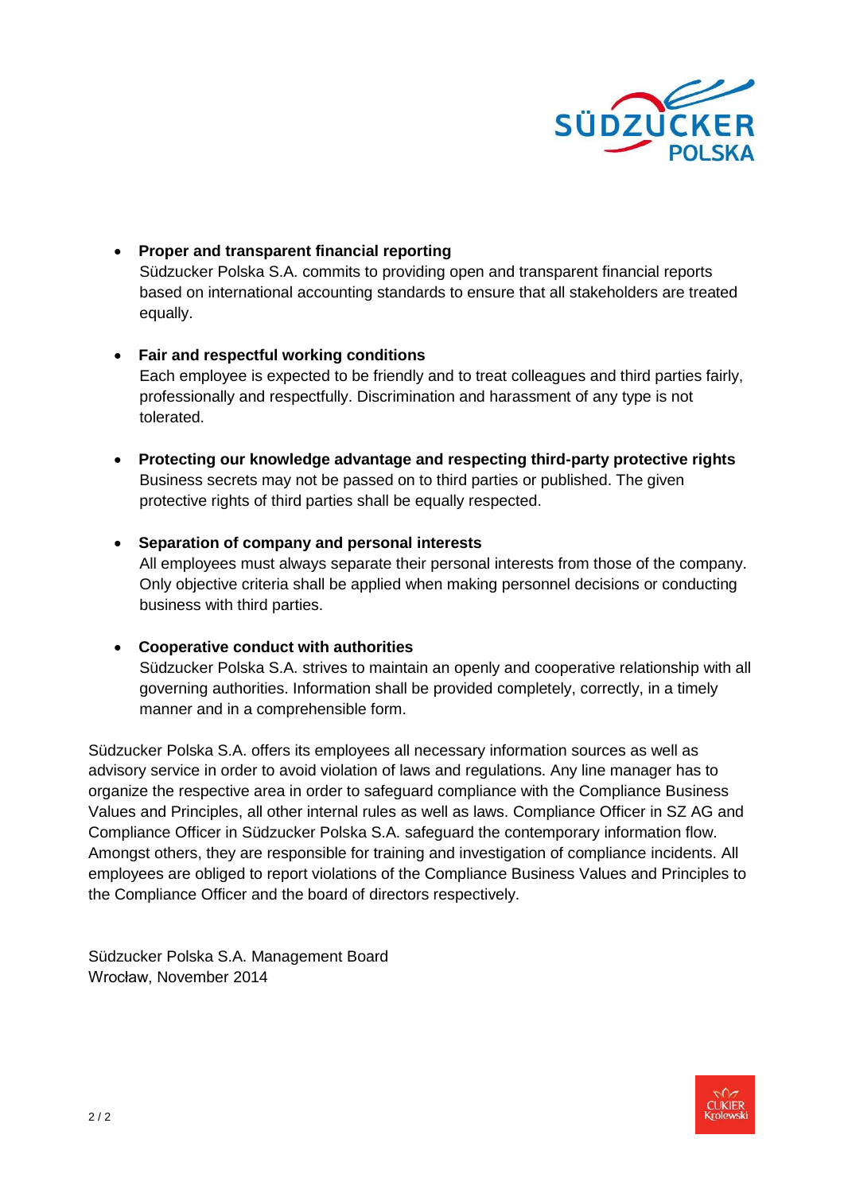- **Proper and transparent financial reporting**
  Südzucker Polska S.A. commits to providing open and transparent financial reports based on international accounting standards to ensure that all stakeholders are treated equally.

- **Fair and respectful working conditions**
  Each employee is expected to be friendly and to treat colleagues and third parties fairly, professionally and respectfully. Discrimination and harassment of any type is not tolerated.

- **Protecting our knowledge advantage and respecting third-party protective rights**
  Business secrets may not be passed on to third parties or published. The given protective rights of third parties shall be equally respected.

- **Separation of company and personal interests**
  All employees must always separate their personal interests from those of the company. Only objective criteria shall be applied when making personnel decisions or conducting business with third parties.

- **Cooperative conduct with authorities**
  Südzucker Polska S.A. strives to maintain an openly and cooperative relationship with all governing authorities. Information shall be provided completely, correctly, in a timely manner and in a comprehensible form.

Südzucker Polska S.A. offers its employees all necessary information sources as well as advisory service in order to avoid violation of laws and regulations. Any line manager has to organize the respective area in order to safeguard compliance with the Compliance Business Values and Principles, all other internal rules as well as laws. Compliance Officer in SZ AG and Compliance Officer in Südzucker Polska S.A. safeguard the contemporary information flow. Amongst others, they are responsible for training and investigation of compliance incidents. All employees are obliged to report violations of the Compliance Business Values and Principles to the Compliance Officer and the board of directors respectively.

Südzucker Polska S.A. Management Board
Wrocław, November 2014